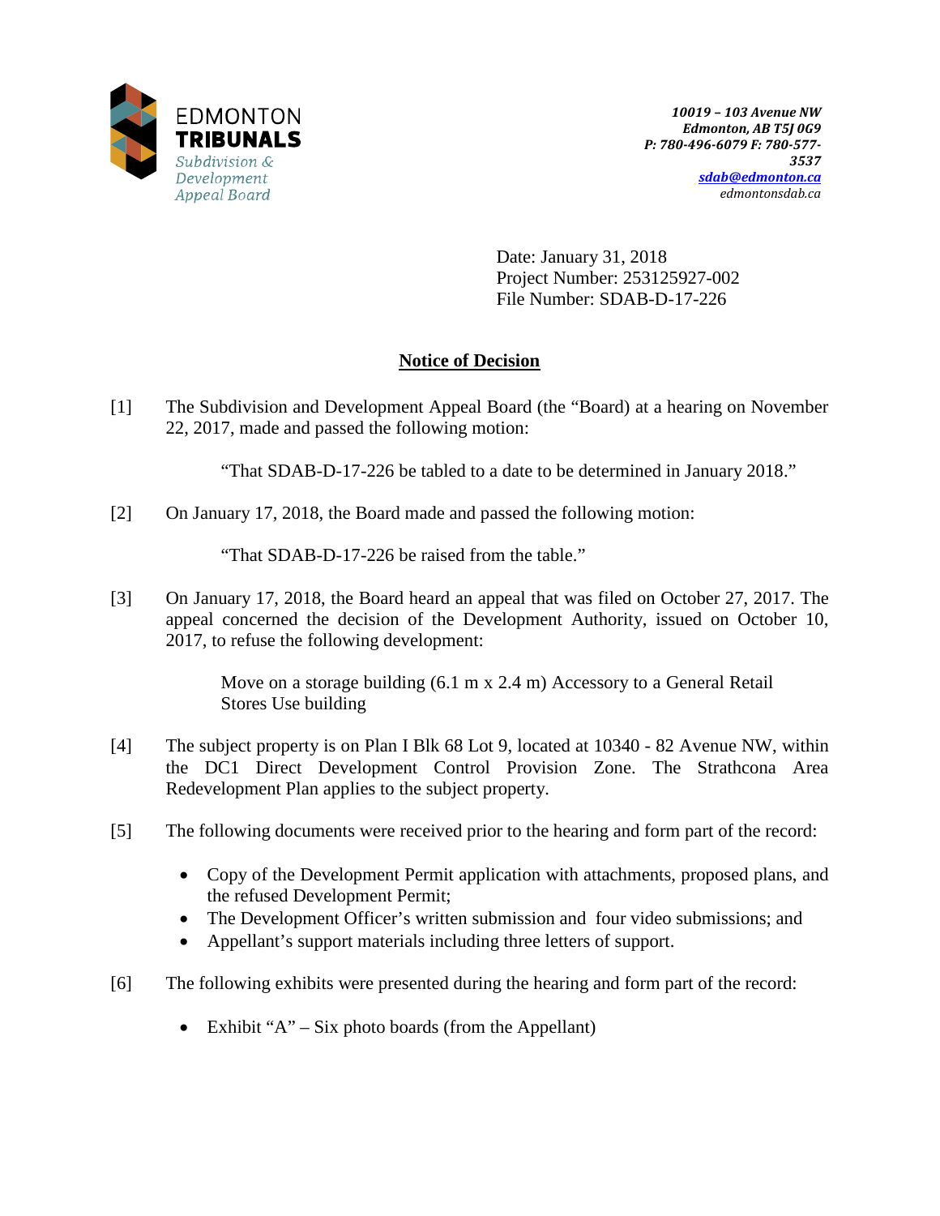EDMONTON
**TRIBUNALS**
*Subdivision & Development Appeal Board*

*10019 – 103 Avenue NW*
*Edmonton, AB T5J 0G9*
*P: 780-496-6079 F: 780-577-3537*
*sdab@edmonton.ca*
*edmontonsdab.ca*

Date: January 31, 2018
Project Number: 253125927-002
File Number: SDAB-D-17-226

# Notice of Decision

[1] The Subdivision and Development Appeal Board (the "Board) at a hearing on November 22, 2017, made and passed the following motion:

> "That SDAB-D-17-226 be tabled to a date to be determined in January 2018."

[2] On January 17, 2018, the Board made and passed the following motion:

> "That SDAB-D-17-226 be raised from the table."

[3] On January 17, 2018, the Board heard an appeal that was filed on October 27, 2017. The appeal concerned the decision of the Development Authority, issued on October 10, 2017, to refuse the following development:

> Move on a storage building (6.1 m x 2.4 m) Accessory to a General Retail Stores Use building

[4] The subject property is on Plan I Blk 68 Lot 9, located at 10340 - 82 Avenue NW, within the DC1 Direct Development Control Provision Zone. The Strathcona Area Redevelopment Plan applies to the subject property.

[5] The following documents were received prior to the hearing and form part of the record:

- Copy of the Development Permit application with attachments, proposed plans, and the refused Development Permit;
- The Development Officer's written submission and four video submissions; and
- Appellant's support materials including three letters of support.

[6] The following exhibits were presented during the hearing and form part of the record:

- Exhibit "A" – Six photo boards (from the Appellant)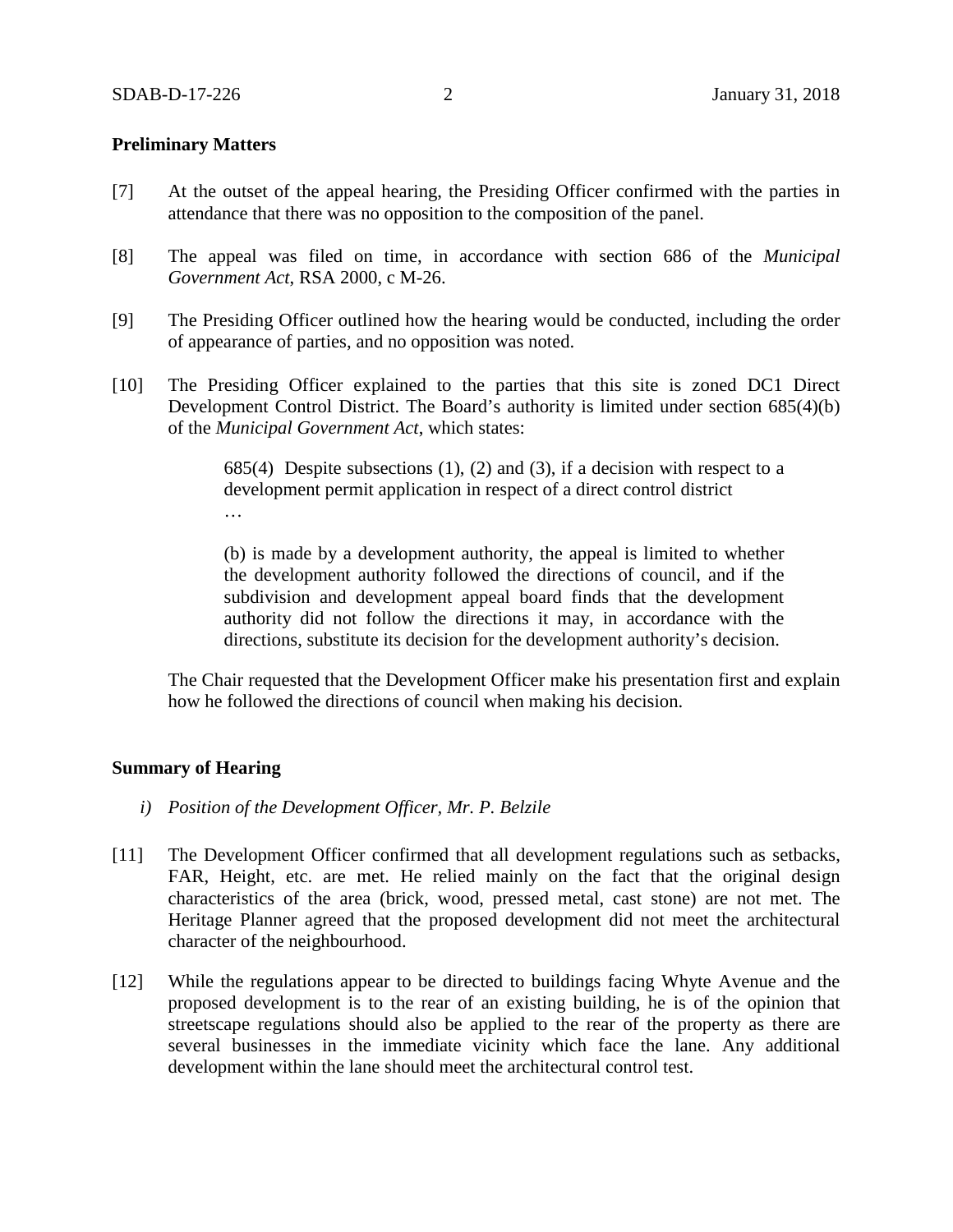**Preliminary Matters**

[7] At the outset of the appeal hearing, the Presiding Officer confirmed with the parties in attendance that there was no opposition to the composition of the panel.

[8] The appeal was filed on time, in accordance with section 686 of the *Municipal Government Act*, RSA 2000, c M-26.

[9] The Presiding Officer outlined how the hearing would be conducted, including the order of appearance of parties, and no opposition was noted.

[10] The Presiding Officer explained to the parties that this site is zoned DC1 Direct Development Control District. The Board's authority is limited under section 685(4)(b) of the *Municipal Government Act*, which states:

> 685(4) Despite subsections (1), (2) and (3), if a decision with respect to a development permit application in respect of a direct control district
>
> …
>
> (b) is made by a development authority, the appeal is limited to whether the development authority followed the directions of council, and if the subdivision and development appeal board finds that the development authority did not follow the directions it may, in accordance with the directions, substitute its decision for the development authority's decision.

The Chair requested that the Development Officer make his presentation first and explain how he followed the directions of council when making his decision.

**Summary of Hearing**

*i) Position of the Development Officer, Mr. P. Belzile*

[11] The Development Officer confirmed that all development regulations such as setbacks, FAR, Height, etc. are met. He relied mainly on the fact that the original design characteristics of the area (brick, wood, pressed metal, cast stone) are not met. The Heritage Planner agreed that the proposed development did not meet the architectural character of the neighbourhood.

[12] While the regulations appear to be directed to buildings facing Whyte Avenue and the proposed development is to the rear of an existing building, he is of the opinion that streetscape regulations should also be applied to the rear of the property as there are several businesses in the immediate vicinity which face the lane. Any additional development within the lane should meet the architectural control test.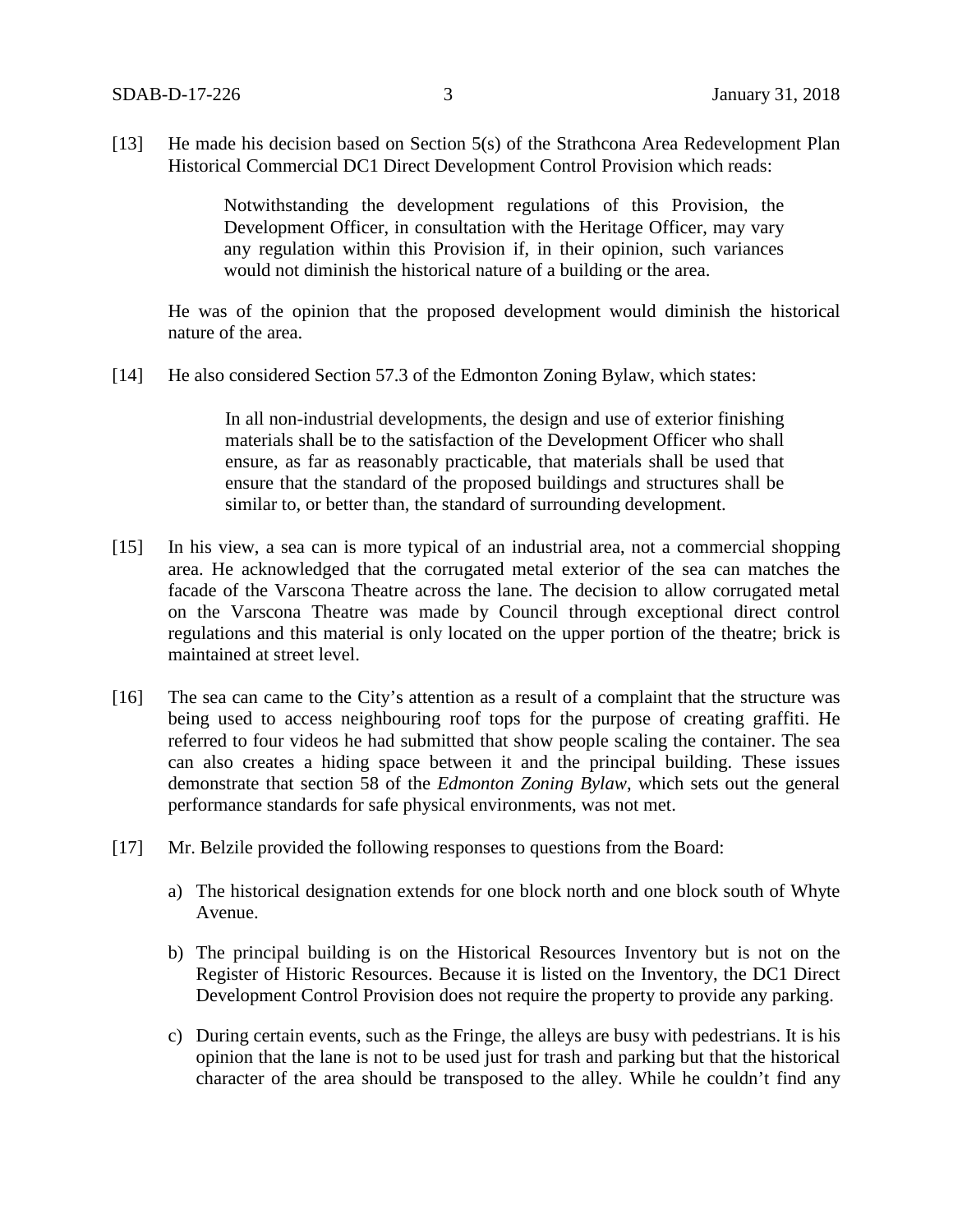[13] He made his decision based on Section 5(s) of the Strathcona Area Redevelopment Plan Historical Commercial DC1 Direct Development Control Provision which reads:

> Notwithstanding the development regulations of this Provision, the Development Officer, in consultation with the Heritage Officer, may vary any regulation within this Provision if, in their opinion, such variances would not diminish the historical nature of a building or the area.

He was of the opinion that the proposed development would diminish the historical nature of the area.

[14] He also considered Section 57.3 of the Edmonton Zoning Bylaw, which states:

> In all non-industrial developments, the design and use of exterior finishing materials shall be to the satisfaction of the Development Officer who shall ensure, as far as reasonably practicable, that materials shall be used that ensure that the standard of the proposed buildings and structures shall be similar to, or better than, the standard of surrounding development.

[15] In his view, a sea can is more typical of an industrial area, not a commercial shopping area. He acknowledged that the corrugated metal exterior of the sea can matches the facade of the Varscona Theatre across the lane. The decision to allow corrugated metal on the Varscona Theatre was made by Council through exceptional direct control regulations and this material is only located on the upper portion of the theatre; brick is maintained at street level.

[16] The sea can came to the City's attention as a result of a complaint that the structure was being used to access neighbouring roof tops for the purpose of creating graffiti. He referred to four videos he had submitted that show people scaling the container. The sea can also creates a hiding space between it and the principal building. These issues demonstrate that section 58 of the *Edmonton Zoning Bylaw*, which sets out the general performance standards for safe physical environments, was not met.

[17] Mr. Belzile provided the following responses to questions from the Board:

a) The historical designation extends for one block north and one block south of Whyte Avenue.

b) The principal building is on the Historical Resources Inventory but is not on the Register of Historic Resources. Because it is listed on the Inventory, the DC1 Direct Development Control Provision does not require the property to provide any parking.

c) During certain events, such as the Fringe, the alleys are busy with pedestrians. It is his opinion that the lane is not to be used just for trash and parking but that the historical character of the area should be transposed to the alley. While he couldn't find any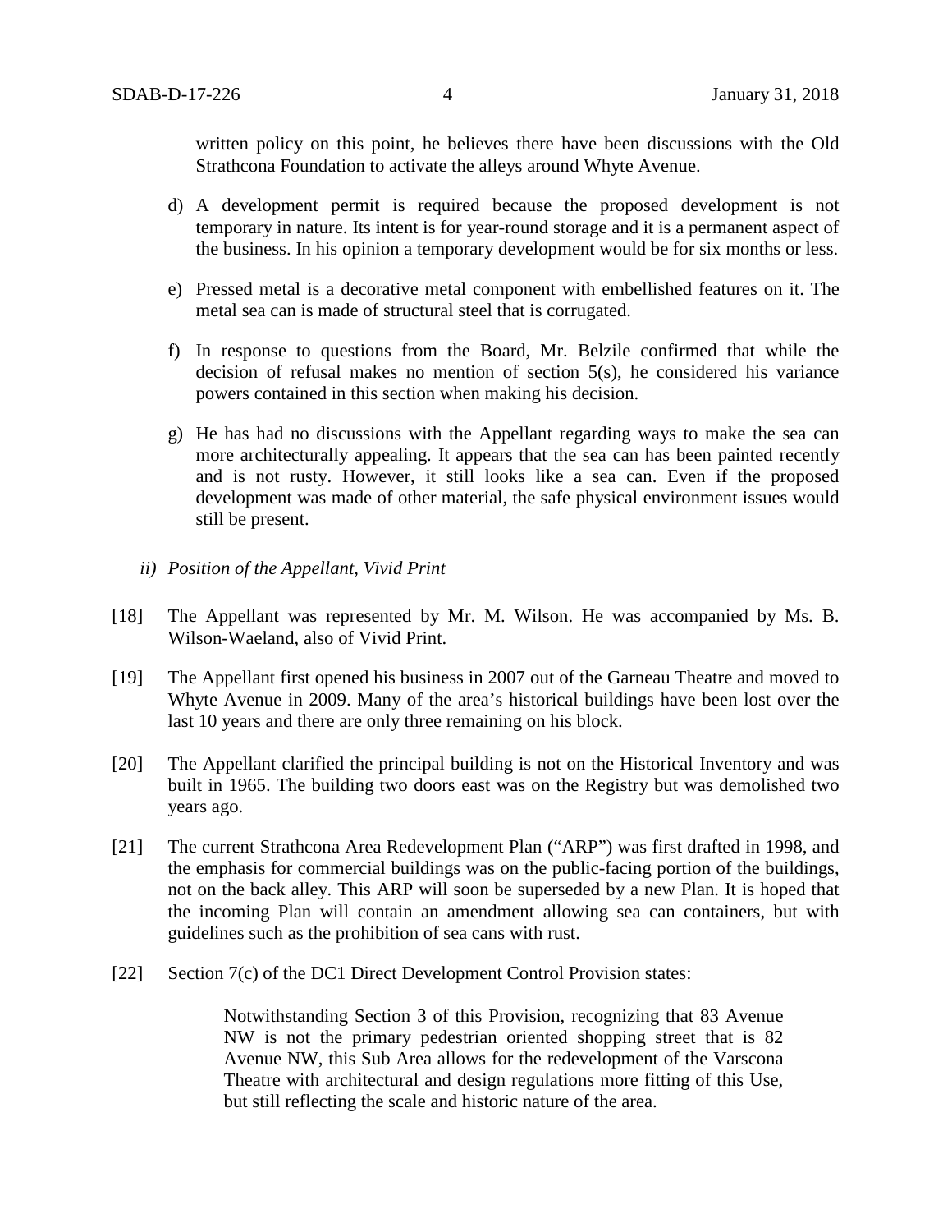written policy on this point, he believes there have been discussions with the Old Strathcona Foundation to activate the alleys around Whyte Avenue.

d) A development permit is required because the proposed development is not temporary in nature. Its intent is for year-round storage and it is a permanent aspect of the business. In his opinion a temporary development would be for six months or less.

e) Pressed metal is a decorative metal component with embellished features on it. The metal sea can is made of structural steel that is corrugated.

f) In response to questions from the Board, Mr. Belzile confirmed that while the decision of refusal makes no mention of section 5(s), he considered his variance powers contained in this section when making his decision.

g) He has had no discussions with the Appellant regarding ways to make the sea can more architecturally appealing. It appears that the sea can has been painted recently and is not rusty. However, it still looks like a sea can. Even if the proposed development was made of other material, the safe physical environment issues would still be present.

*ii) Position of the Appellant, Vivid Print*

[18] The Appellant was represented by Mr. M. Wilson. He was accompanied by Ms. B. Wilson-Waeland, also of Vivid Print.

[19] The Appellant first opened his business in 2007 out of the Garneau Theatre and moved to Whyte Avenue in 2009. Many of the area's historical buildings have been lost over the last 10 years and there are only three remaining on his block.

[20] The Appellant clarified the principal building is not on the Historical Inventory and was built in 1965. The building two doors east was on the Registry but was demolished two years ago.

[21] The current Strathcona Area Redevelopment Plan ("ARP") was first drafted in 1998, and the emphasis for commercial buildings was on the public-facing portion of the buildings, not on the back alley. This ARP will soon be superseded by a new Plan. It is hoped that the incoming Plan will contain an amendment allowing sea can containers, but with guidelines such as the prohibition of sea cans with rust.

[22] Section 7(c) of the DC1 Direct Development Control Provision states:

> Notwithstanding Section 3 of this Provision, recognizing that 83 Avenue NW is not the primary pedestrian oriented shopping street that is 82 Avenue NW, this Sub Area allows for the redevelopment of the Varscona Theatre with architectural and design regulations more fitting of this Use, but still reflecting the scale and historic nature of the area.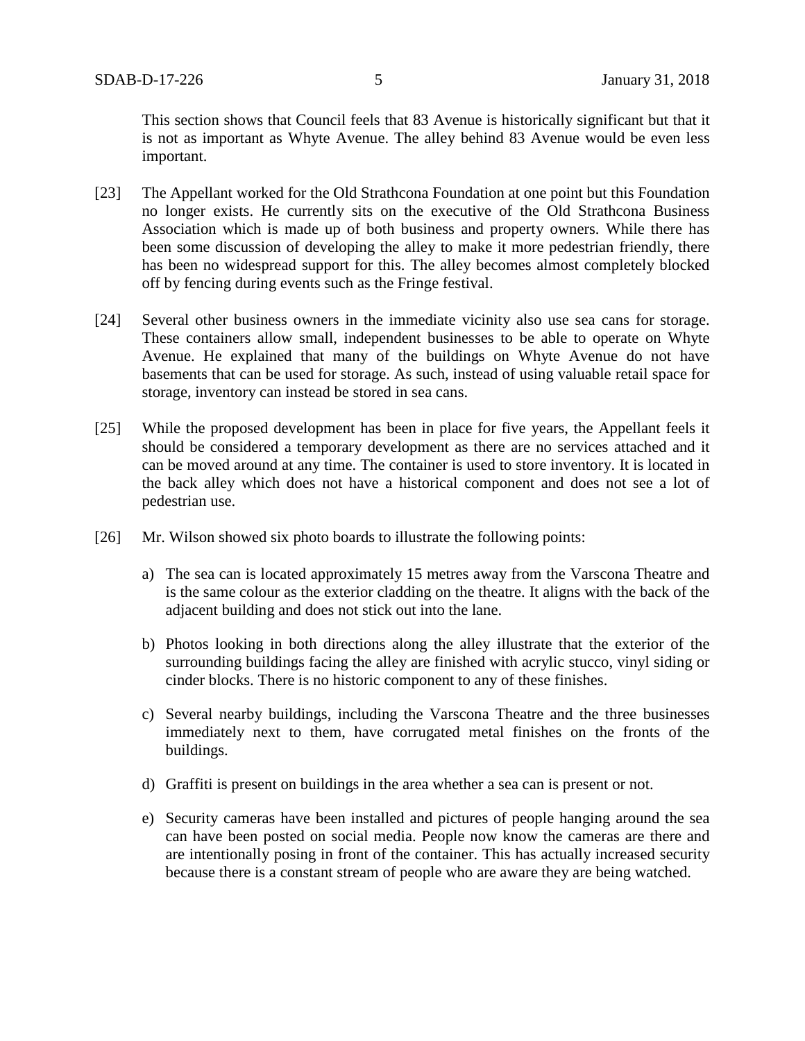This section shows that Council feels that 83 Avenue is historically significant but that it is not as important as Whyte Avenue. The alley behind 83 Avenue would be even less important.

[23] The Appellant worked for the Old Strathcona Foundation at one point but this Foundation no longer exists. He currently sits on the executive of the Old Strathcona Business Association which is made up of both business and property owners. While there has been some discussion of developing the alley to make it more pedestrian friendly, there has been no widespread support for this. The alley becomes almost completely blocked off by fencing during events such as the Fringe festival.

[24] Several other business owners in the immediate vicinity also use sea cans for storage. These containers allow small, independent businesses to be able to operate on Whyte Avenue. He explained that many of the buildings on Whyte Avenue do not have basements that can be used for storage. As such, instead of using valuable retail space for storage, inventory can instead be stored in sea cans.

[25] While the proposed development has been in place for five years, the Appellant feels it should be considered a temporary development as there are no services attached and it can be moved around at any time. The container is used to store inventory. It is located in the back alley which does not have a historical component and does not see a lot of pedestrian use.

[26] Mr. Wilson showed six photo boards to illustrate the following points:

a) The sea can is located approximately 15 metres away from the Varscona Theatre and is the same colour as the exterior cladding on the theatre. It aligns with the back of the adjacent building and does not stick out into the lane.

b) Photos looking in both directions along the alley illustrate that the exterior of the surrounding buildings facing the alley are finished with acrylic stucco, vinyl siding or cinder blocks. There is no historic component to any of these finishes.

c) Several nearby buildings, including the Varscona Theatre and the three businesses immediately next to them, have corrugated metal finishes on the fronts of the buildings.

d) Graffiti is present on buildings in the area whether a sea can is present or not.

e) Security cameras have been installed and pictures of people hanging around the sea can have been posted on social media. People now know the cameras are there and are intentionally posing in front of the container. This has actually increased security because there is a constant stream of people who are aware they are being watched.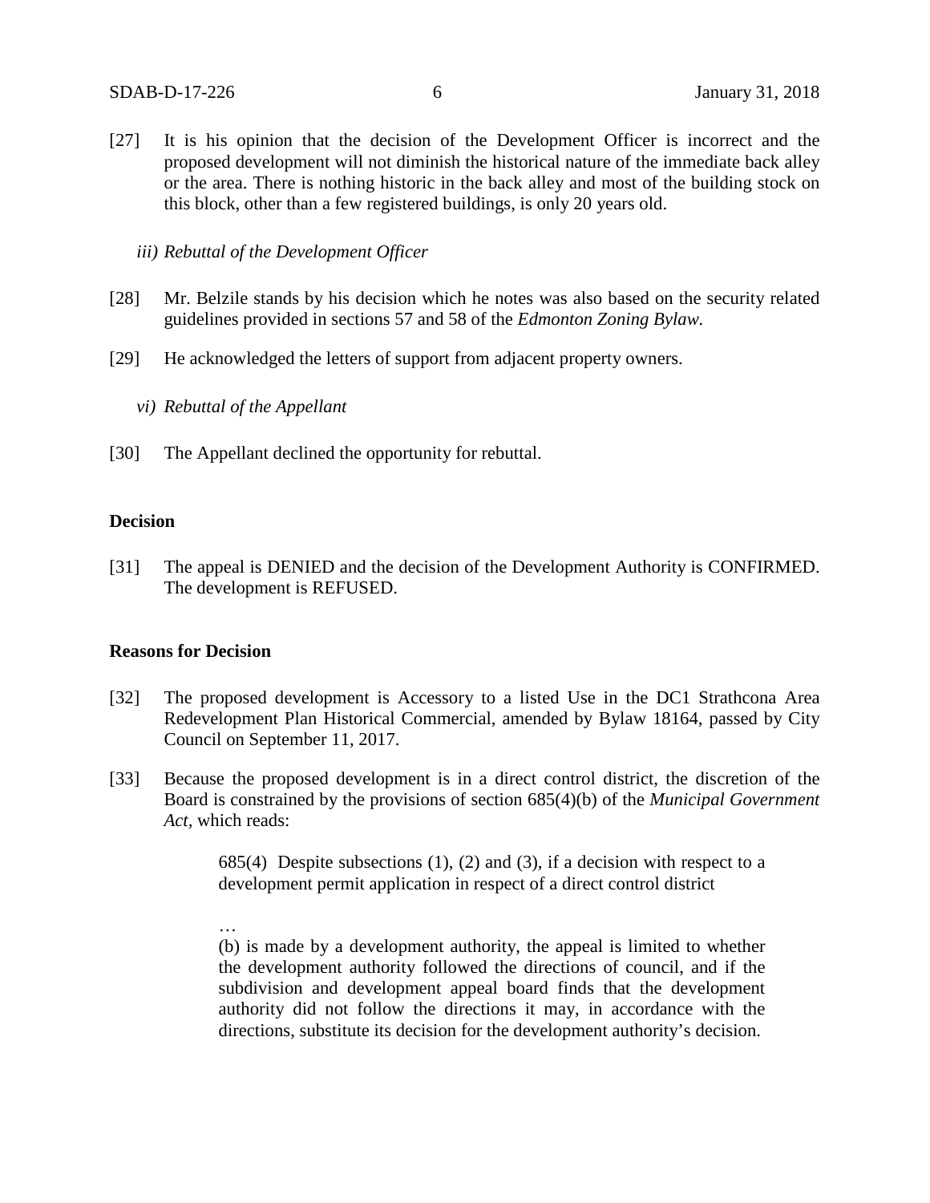[27] It is his opinion that the decision of the Development Officer is incorrect and the proposed development will not diminish the historical nature of the immediate back alley or the area. There is nothing historic in the back alley and most of the building stock on this block, other than a few registered buildings, is only 20 years old.

*iii) Rebuttal of the Development Officer*

[28] Mr. Belzile stands by his decision which he notes was also based on the security related guidelines provided in sections 57 and 58 of the *Edmonton Zoning Bylaw*.

[29] He acknowledged the letters of support from adjacent property owners.

*vi) Rebuttal of the Appellant*

[30] The Appellant declined the opportunity for rebuttal.

## Decision

[31] The appeal is DENIED and the decision of the Development Authority is CONFIRMED. The development is REFUSED.

## Reasons for Decision

[32] The proposed development is Accessory to a listed Use in the DC1 Strathcona Area Redevelopment Plan Historical Commercial, amended by Bylaw 18164, passed by City Council on September 11, 2017.

[33] Because the proposed development is in a direct control district, the discretion of the Board is constrained by the provisions of section 685(4)(b) of the *Municipal Government Act*, which reads:

> 685(4) Despite subsections (1), (2) and (3), if a decision with respect to a development permit application in respect of a direct control district
>
> …
>
> (b) is made by a development authority, the appeal is limited to whether the development authority followed the directions of council, and if the subdivision and development appeal board finds that the development authority did not follow the directions it may, in accordance with the directions, substitute its decision for the development authority's decision.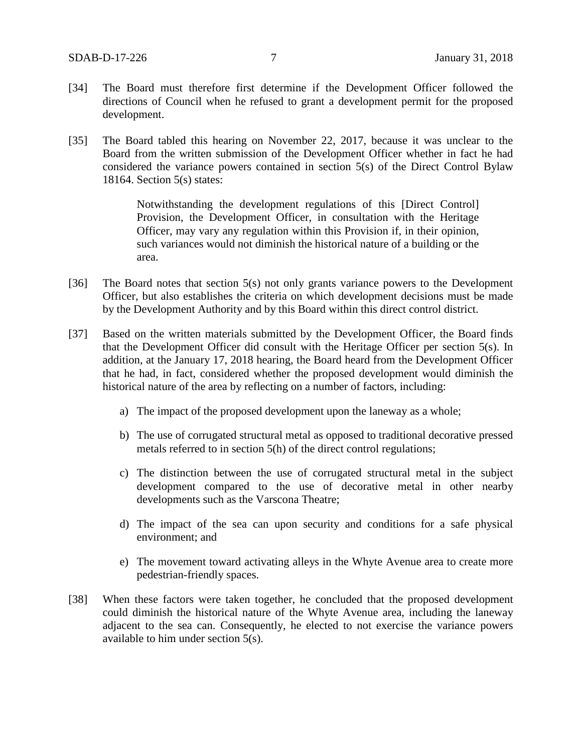[34] The Board must therefore first determine if the Development Officer followed the directions of Council when he refused to grant a development permit for the proposed development.

[35] The Board tabled this hearing on November 22, 2017, because it was unclear to the Board from the written submission of the Development Officer whether in fact he had considered the variance powers contained in section 5(s) of the Direct Control Bylaw 18164. Section 5(s) states:

> Notwithstanding the development regulations of this [Direct Control] Provision, the Development Officer, in consultation with the Heritage Officer, may vary any regulation within this Provision if, in their opinion, such variances would not diminish the historical nature of a building or the area.

[36] The Board notes that section 5(s) not only grants variance powers to the Development Officer, but also establishes the criteria on which development decisions must be made by the Development Authority and by this Board within this direct control district.

[37] Based on the written materials submitted by the Development Officer, the Board finds that the Development Officer did consult with the Heritage Officer per section 5(s). In addition, at the January 17, 2018 hearing, the Board heard from the Development Officer that he had, in fact, considered whether the proposed development would diminish the historical nature of the area by reflecting on a number of factors, including:

a) The impact of the proposed development upon the laneway as a whole;

b) The use of corrugated structural metal as opposed to traditional decorative pressed metals referred to in section 5(h) of the direct control regulations;

c) The distinction between the use of corrugated structural metal in the subject development compared to the use of decorative metal in other nearby developments such as the Varscona Theatre;

d) The impact of the sea can upon security and conditions for a safe physical environment; and

e) The movement toward activating alleys in the Whyte Avenue area to create more pedestrian-friendly spaces.

[38] When these factors were taken together, he concluded that the proposed development could diminish the historical nature of the Whyte Avenue area, including the laneway adjacent to the sea can. Consequently, he elected to not exercise the variance powers available to him under section 5(s).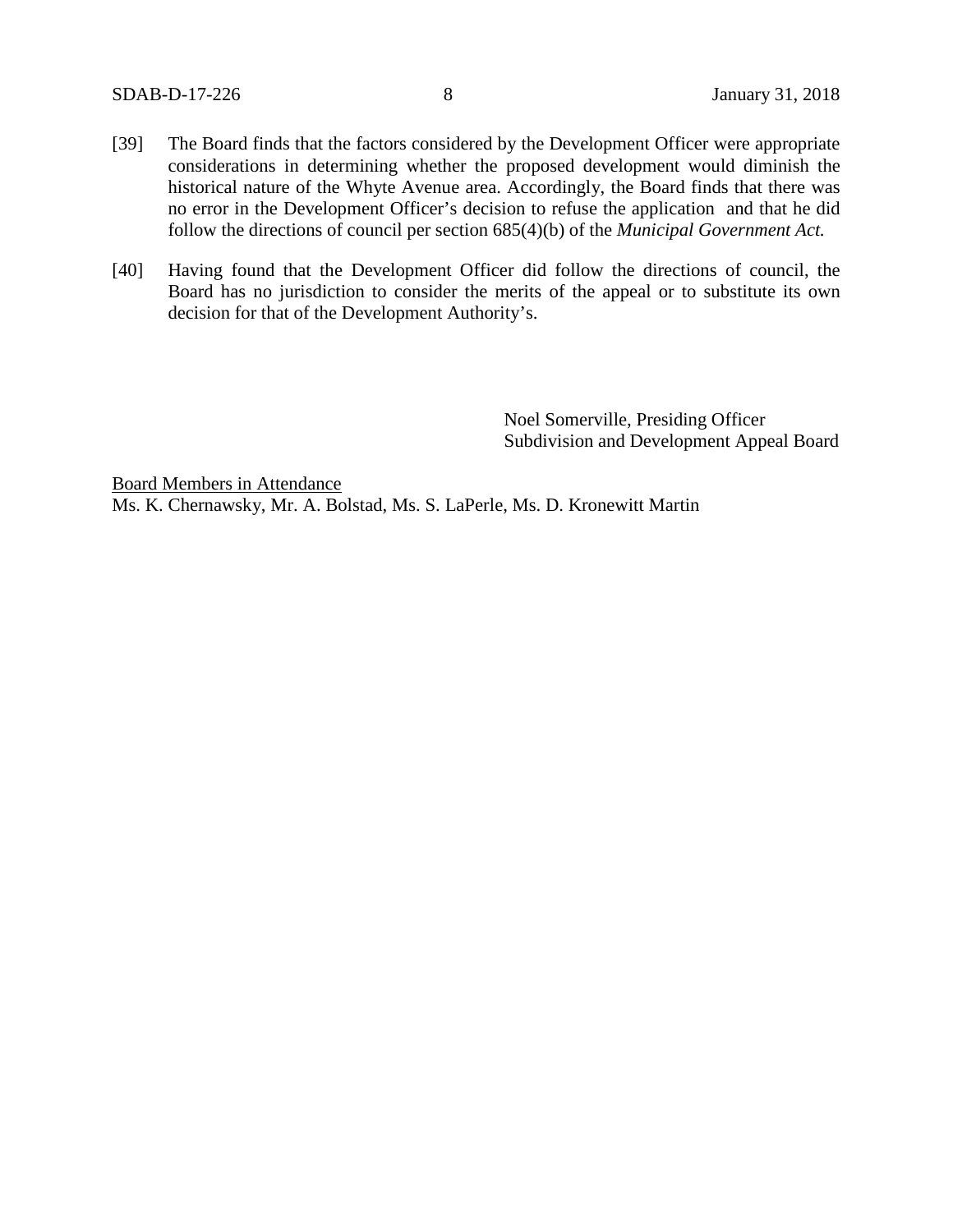[39] The Board finds that the factors considered by the Development Officer were appropriate considerations in determining whether the proposed development would diminish the historical nature of the Whyte Avenue area. Accordingly, the Board finds that there was no error in the Development Officer's decision to refuse the application and that he did follow the directions of council per section 685(4)(b) of the *Municipal Government Act.*

[40] Having found that the Development Officer did follow the directions of council, the Board has no jurisdiction to consider the merits of the appeal or to substitute its own decision for that of the Development Authority's.

Noel Somerville, Presiding Officer
Subdivision and Development Appeal Board

Board Members in Attendance
Ms. K. Chernawsky, Mr. A. Bolstad, Ms. S. LaPerle, Ms. D. Kronewitt Martin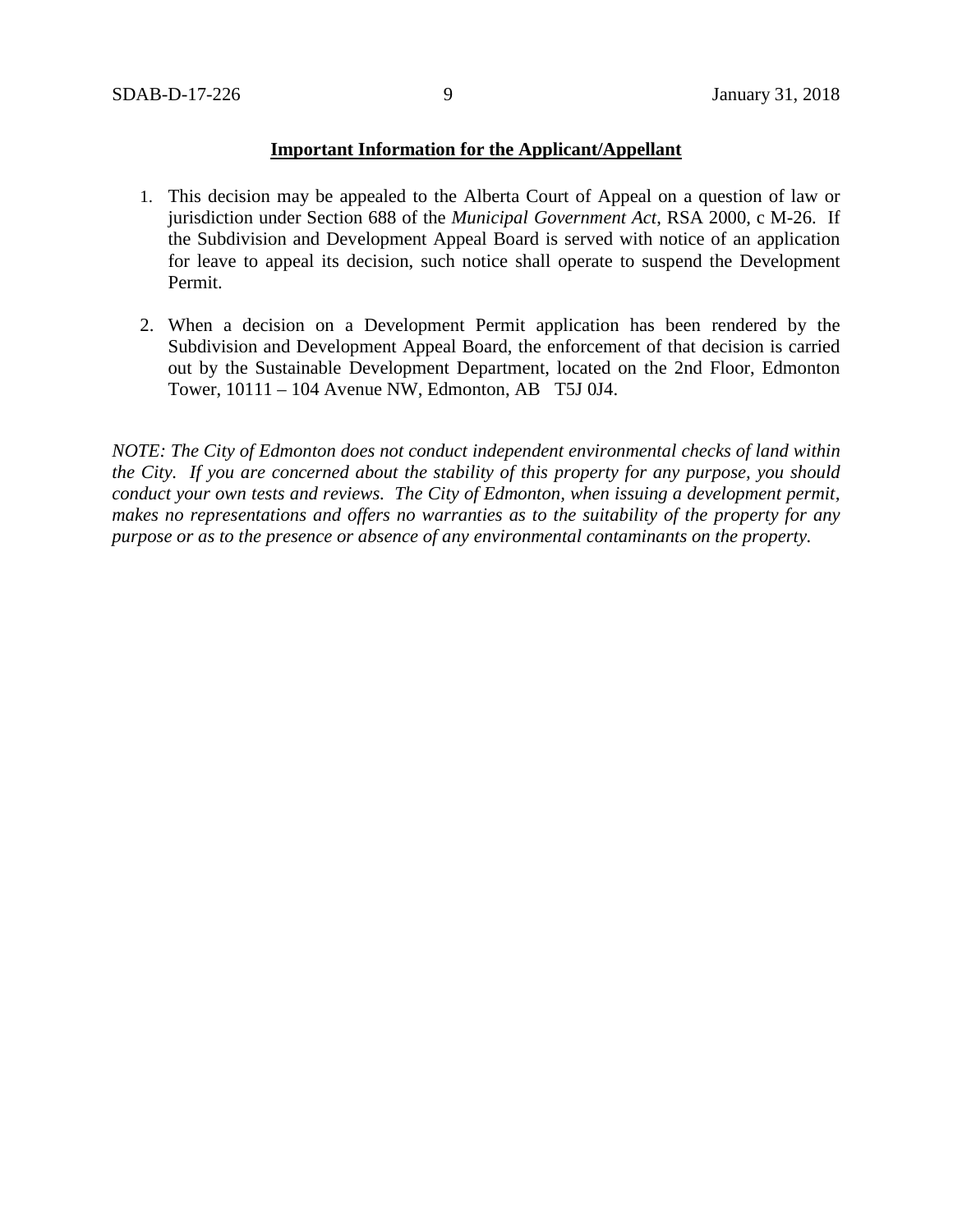**Important Information for the Applicant/Appellant**

1. This decision may be appealed to the Alberta Court of Appeal on a question of law or jurisdiction under Section 688 of the *Municipal Government Act*, RSA 2000, c M-26. If the Subdivision and Development Appeal Board is served with notice of an application for leave to appeal its decision, such notice shall operate to suspend the Development Permit.

2. When a decision on a Development Permit application has been rendered by the Subdivision and Development Appeal Board, the enforcement of that decision is carried out by the Sustainable Development Department, located on the 2nd Floor, Edmonton Tower, 10111 – 104 Avenue NW, Edmonton, AB T5J 0J4.

*NOTE: The City of Edmonton does not conduct independent environmental checks of land within the City. If you are concerned about the stability of this property for any purpose, you should conduct your own tests and reviews. The City of Edmonton, when issuing a development permit, makes no representations and offers no warranties as to the suitability of the property for any purpose or as to the presence or absence of any environmental contaminants on the property.*